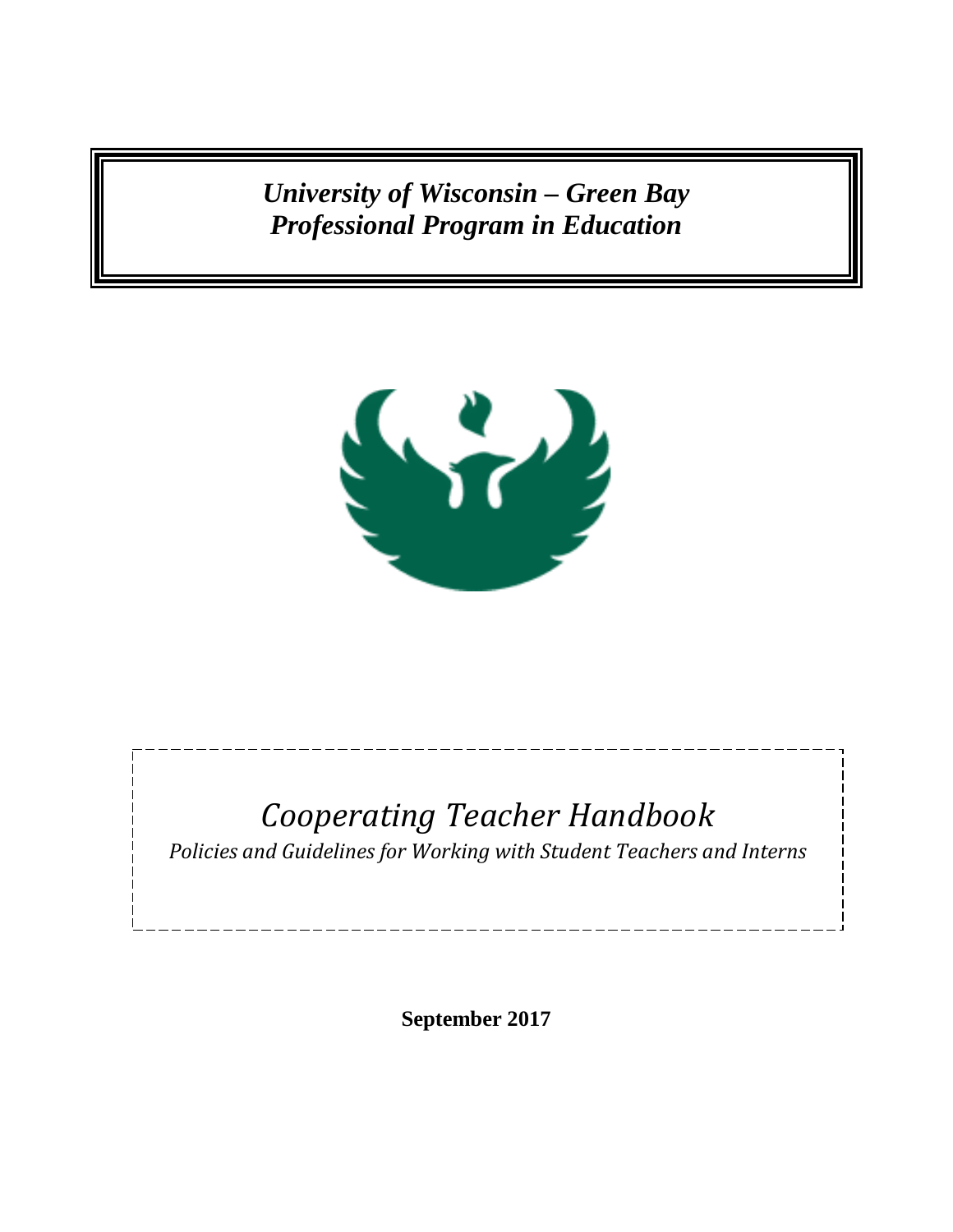***University of Wisconsin – Green Bay***
***Professional Program in Education***

# *Cooperating Teacher Handbook*

*Policies and Guidelines for Working with Student Teachers and Interns*

**September 2017**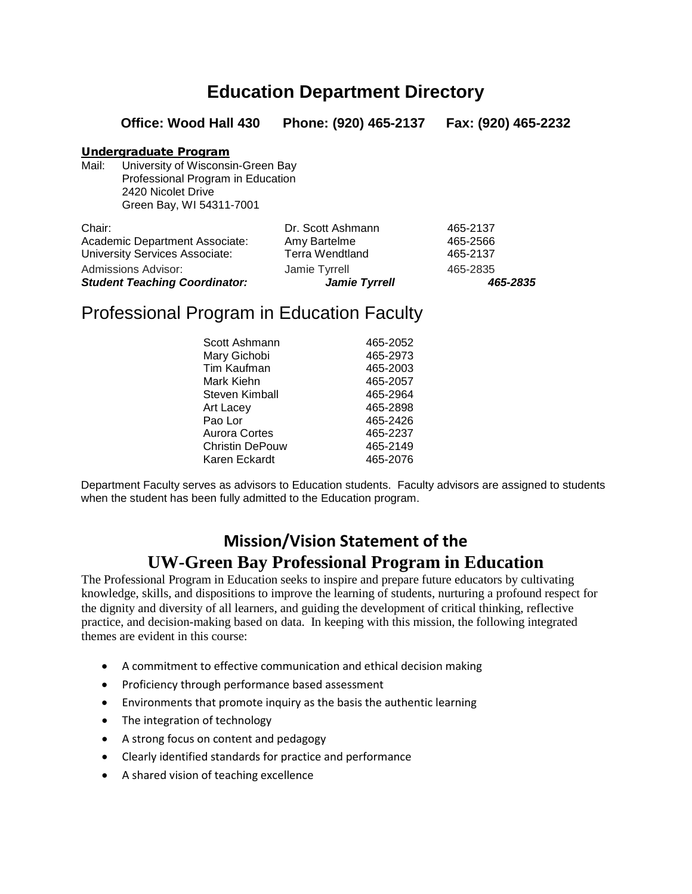# Education Department Directory

**Office: Wood Hall 430 Phone: (920) 465-2137 Fax: (920) 465-2232**

**Undergraduate Program**

Mail: University of Wisconsin-Green Bay
Professional Program in Education
2420 Nicolet Drive
Green Bay, WI 54311-7001

| | | |
|---|---|---|
| Chair: | Dr. Scott Ashmann | 465-2137 |
| Academic Department Associate: | Amy Bartelme | 465-2566 |
| University Services Associate: | Terra Wendtland | 465-2137 |
| Admissions Advisor: | Jamie Tyrrell | 465-2835 |
| ***Student Teaching Coordinator:*** | ***Jamie Tyrrell*** | ***465-2835*** |

## Professional Program in Education Faculty

| | |
|---|---|
| Scott Ashmann | 465-2052 |
| Mary Gichobi | 465-2973 |
| Tim Kaufman | 465-2003 |
| Mark Kiehn | 465-2057 |
| Steven Kimball | 465-2964 |
| Art Lacey | 465-2898 |
| Pao Lor | 465-2426 |
| Aurora Cortes | 465-2237 |
| Christin DePouw | 465-2149 |
| Karen Eckardt | 465-2076 |

Department Faculty serves as advisors to Education students. Faculty advisors are assigned to students when the student has been fully admitted to the Education program.

## Mission/Vision Statement of the UW-Green Bay Professional Program in Education

The Professional Program in Education seeks to inspire and prepare future educators by cultivating knowledge, skills, and dispositions to improve the learning of students, nurturing a profound respect for the dignity and diversity of all learners, and guiding the development of critical thinking, reflective practice, and decision-making based on data. In keeping with this mission, the following integrated themes are evident in this course:

- A commitment to effective communication and ethical decision making
- Proficiency through performance based assessment
- Environments that promote inquiry as the basis the authentic learning
- The integration of technology
- A strong focus on content and pedagogy
- Clearly identified standards for practice and performance
- A shared vision of teaching excellence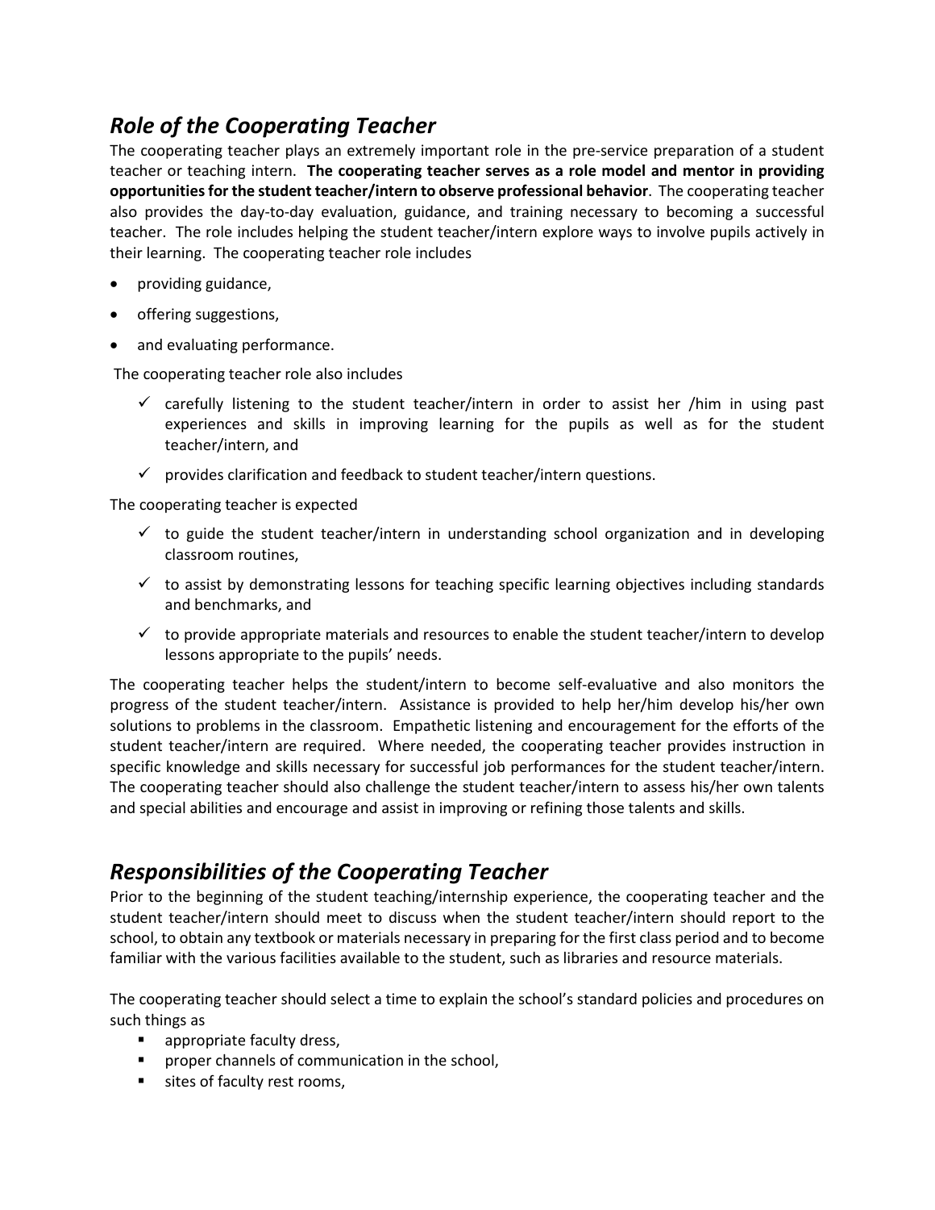## *Role of the Cooperating Teacher*

The cooperating teacher plays an extremely important role in the pre-service preparation of a student teacher or teaching intern. **The cooperating teacher serves as a role model and mentor in providing opportunities for the student teacher/intern to observe professional behavior**. The cooperating teacher also provides the day-to-day evaluation, guidance, and training necessary to becoming a successful teacher. The role includes helping the student teacher/intern explore ways to involve pupils actively in their learning. The cooperating teacher role includes

- providing guidance,
- offering suggestions,
- and evaluating performance.

The cooperating teacher role also includes

- ✓ carefully listening to the student teacher/intern in order to assist her /him in using past experiences and skills in improving learning for the pupils as well as for the student teacher/intern, and
- ✓ provides clarification and feedback to student teacher/intern questions.

The cooperating teacher is expected

- ✓ to guide the student teacher/intern in understanding school organization and in developing classroom routines,
- ✓ to assist by demonstrating lessons for teaching specific learning objectives including standards and benchmarks, and
- ✓ to provide appropriate materials and resources to enable the student teacher/intern to develop lessons appropriate to the pupils' needs.

The cooperating teacher helps the student/intern to become self-evaluative and also monitors the progress of the student teacher/intern. Assistance is provided to help her/him develop his/her own solutions to problems in the classroom. Empathetic listening and encouragement for the efforts of the student teacher/intern are required. Where needed, the cooperating teacher provides instruction in specific knowledge and skills necessary for successful job performances for the student teacher/intern. The cooperating teacher should also challenge the student teacher/intern to assess his/her own talents and special abilities and encourage and assist in improving or refining those talents and skills.

## *Responsibilities of the Cooperating Teacher*

Prior to the beginning of the student teaching/internship experience, the cooperating teacher and the student teacher/intern should meet to discuss when the student teacher/intern should report to the school, to obtain any textbook or materials necessary in preparing for the first class period and to become familiar with the various facilities available to the student, such as libraries and resource materials.

The cooperating teacher should select a time to explain the school's standard policies and procedures on such things as

- appropriate faculty dress,
- proper channels of communication in the school,
- sites of faculty rest rooms,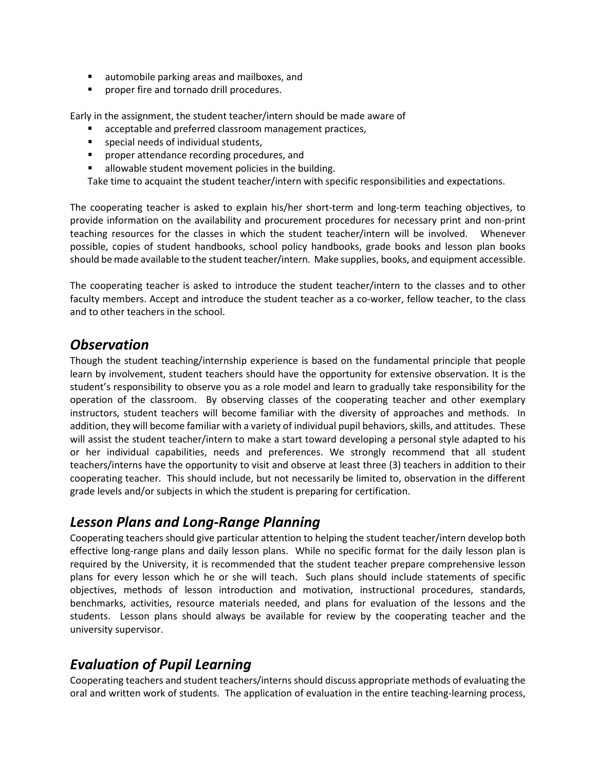- automobile parking areas and mailboxes, and
- proper fire and tornado drill procedures.

Early in the assignment, the student teacher/intern should be made aware of

- acceptable and preferred classroom management practices,
- special needs of individual students,
- proper attendance recording procedures, and
- allowable student movement policies in the building.

Take time to acquaint the student teacher/intern with specific responsibilities and expectations.

The cooperating teacher is asked to explain his/her short-term and long-term teaching objectives, to provide information on the availability and procurement procedures for necessary print and non-print teaching resources for the classes in which the student teacher/intern will be involved. Whenever possible, copies of student handbooks, school policy handbooks, grade books and lesson plan books should be made available to the student teacher/intern. Make supplies, books, and equipment accessible.

The cooperating teacher is asked to introduce the student teacher/intern to the classes and to other faculty members. Accept and introduce the student teacher as a co-worker, fellow teacher, to the class and to other teachers in the school.

## *Observation*

Though the student teaching/internship experience is based on the fundamental principle that people learn by involvement, student teachers should have the opportunity for extensive observation. It is the student's responsibility to observe you as a role model and learn to gradually take responsibility for the operation of the classroom. By observing classes of the cooperating teacher and other exemplary instructors, student teachers will become familiar with the diversity of approaches and methods. In addition, they will become familiar with a variety of individual pupil behaviors, skills, and attitudes. These will assist the student teacher/intern to make a start toward developing a personal style adapted to his or her individual capabilities, needs and preferences. We strongly recommend that all student teachers/interns have the opportunity to visit and observe at least three (3) teachers in addition to their cooperating teacher. This should include, but not necessarily be limited to, observation in the different grade levels and/or subjects in which the student is preparing for certification.

## *Lesson Plans and Long-Range Planning*

Cooperating teachers should give particular attention to helping the student teacher/intern develop both effective long-range plans and daily lesson plans. While no specific format for the daily lesson plan is required by the University, it is recommended that the student teacher prepare comprehensive lesson plans for every lesson which he or she will teach. Such plans should include statements of specific objectives, methods of lesson introduction and motivation, instructional procedures, standards, benchmarks, activities, resource materials needed, and plans for evaluation of the lessons and the students. Lesson plans should always be available for review by the cooperating teacher and the university supervisor.

## *Evaluation of Pupil Learning*

Cooperating teachers and student teachers/interns should discuss appropriate methods of evaluating the oral and written work of students. The application of evaluation in the entire teaching-learning process,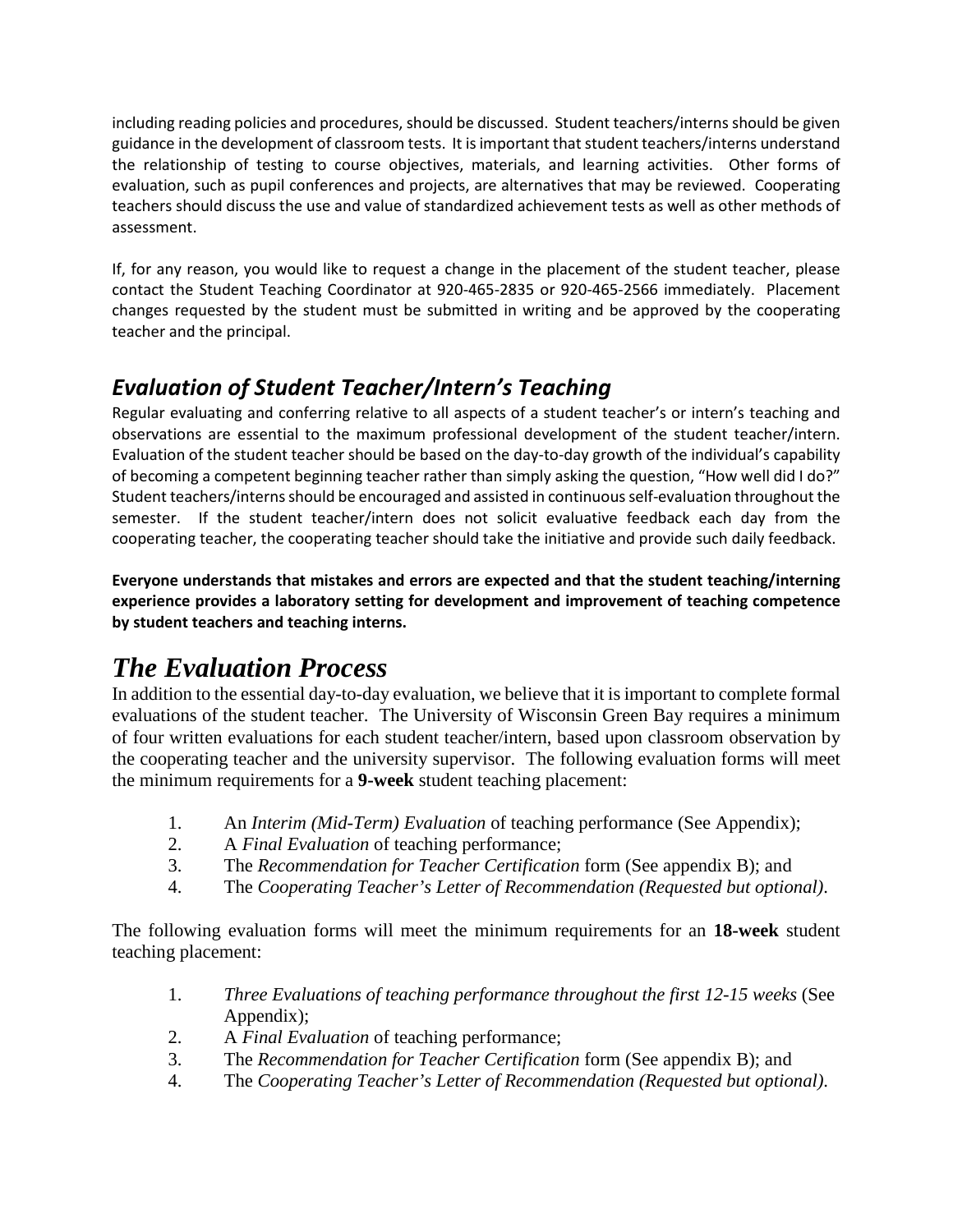including reading policies and procedures, should be discussed. Student teachers/interns should be given guidance in the development of classroom tests. It is important that student teachers/interns understand the relationship of testing to course objectives, materials, and learning activities. Other forms of evaluation, such as pupil conferences and projects, are alternatives that may be reviewed. Cooperating teachers should discuss the use and value of standardized achievement tests as well as other methods of assessment.

If, for any reason, you would like to request a change in the placement of the student teacher, please contact the Student Teaching Coordinator at 920-465-2835 or 920-465-2566 immediately. Placement changes requested by the student must be submitted in writing and be approved by the cooperating teacher and the principal.

## *Evaluation of Student Teacher/Intern's Teaching*

Regular evaluating and conferring relative to all aspects of a student teacher's or intern's teaching and observations are essential to the maximum professional development of the student teacher/intern. Evaluation of the student teacher should be based on the day-to-day growth of the individual's capability of becoming a competent beginning teacher rather than simply asking the question, "How well did I do?" Student teachers/interns should be encouraged and assisted in continuous self-evaluation throughout the semester. If the student teacher/intern does not solicit evaluative feedback each day from the cooperating teacher, the cooperating teacher should take the initiative and provide such daily feedback.

**Everyone understands that mistakes and errors are expected and that the student teaching/interning experience provides a laboratory setting for development and improvement of teaching competence by student teachers and teaching interns.**

# *The Evaluation Process*

In addition to the essential day-to-day evaluation, we believe that it is important to complete formal evaluations of the student teacher. The University of Wisconsin Green Bay requires a minimum of four written evaluations for each student teacher/intern, based upon classroom observation by the cooperating teacher and the university supervisor. The following evaluation forms will meet the minimum requirements for a **9-week** student teaching placement:

1. An *Interim (Mid-Term) Evaluation* of teaching performance (See Appendix);
2. A *Final Evaluation* of teaching performance;
3. The *Recommendation for Teacher Certification* form (See appendix B); and
4. The *Cooperating Teacher's Letter of Recommendation (Requested but optional)*.

The following evaluation forms will meet the minimum requirements for an **18-week** student teaching placement:

1. *Three Evaluations of teaching performance throughout the first 12-15 weeks* (See Appendix);
2. A *Final Evaluation* of teaching performance;
3. The *Recommendation for Teacher Certification* form (See appendix B); and
4. The *Cooperating Teacher's Letter of Recommendation (Requested but optional)*.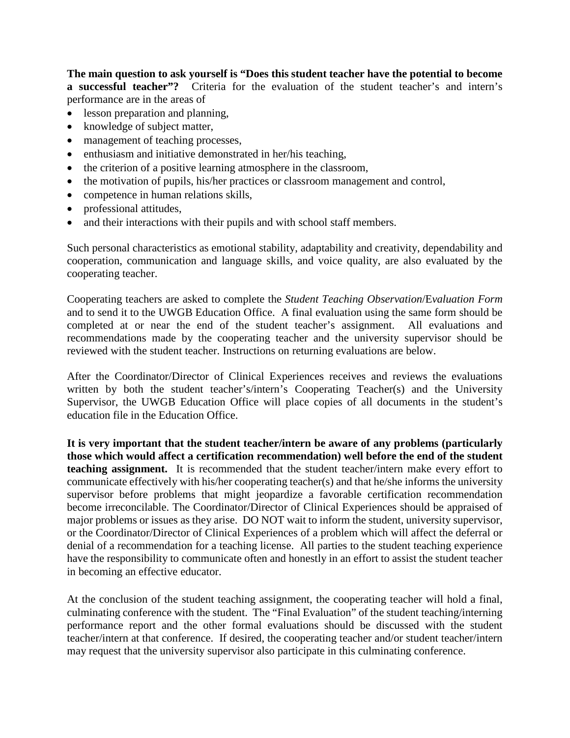**The main question to ask yourself is "Does this student teacher have the potential to become a successful teacher"?** Criteria for the evaluation of the student teacher's and intern's performance are in the areas of

- lesson preparation and planning,
- knowledge of subject matter,
- management of teaching processes,
- enthusiasm and initiative demonstrated in her/his teaching,
- the criterion of a positive learning atmosphere in the classroom,
- the motivation of pupils, his/her practices or classroom management and control,
- competence in human relations skills,
- professional attitudes,
- and their interactions with their pupils and with school staff members.

Such personal characteristics as emotional stability, adaptability and creativity, dependability and cooperation, communication and language skills, and voice quality, are also evaluated by the cooperating teacher.

Cooperating teachers are asked to complete the *Student Teaching Observation*/E*valuation Form* and to send it to the UWGB Education Office. A final evaluation using the same form should be completed at or near the end of the student teacher's assignment. All evaluations and recommendations made by the cooperating teacher and the university supervisor should be reviewed with the student teacher. Instructions on returning evaluations are below.

After the Coordinator/Director of Clinical Experiences receives and reviews the evaluations written by both the student teacher's/intern's Cooperating Teacher(s) and the University Supervisor, the UWGB Education Office will place copies of all documents in the student's education file in the Education Office.

**It is very important that the student teacher/intern be aware of any problems (particularly those which would affect a certification recommendation) well before the end of the student teaching assignment.** It is recommended that the student teacher/intern make every effort to communicate effectively with his/her cooperating teacher(s) and that he/she informs the university supervisor before problems that might jeopardize a favorable certification recommendation become irreconcilable. The Coordinator/Director of Clinical Experiences should be appraised of major problems or issues as they arise. DO NOT wait to inform the student, university supervisor, or the Coordinator/Director of Clinical Experiences of a problem which will affect the deferral or denial of a recommendation for a teaching license. All parties to the student teaching experience have the responsibility to communicate often and honestly in an effort to assist the student teacher in becoming an effective educator.

At the conclusion of the student teaching assignment, the cooperating teacher will hold a final, culminating conference with the student. The "Final Evaluation" of the student teaching/interning performance report and the other formal evaluations should be discussed with the student teacher/intern at that conference. If desired, the cooperating teacher and/or student teacher/intern may request that the university supervisor also participate in this culminating conference.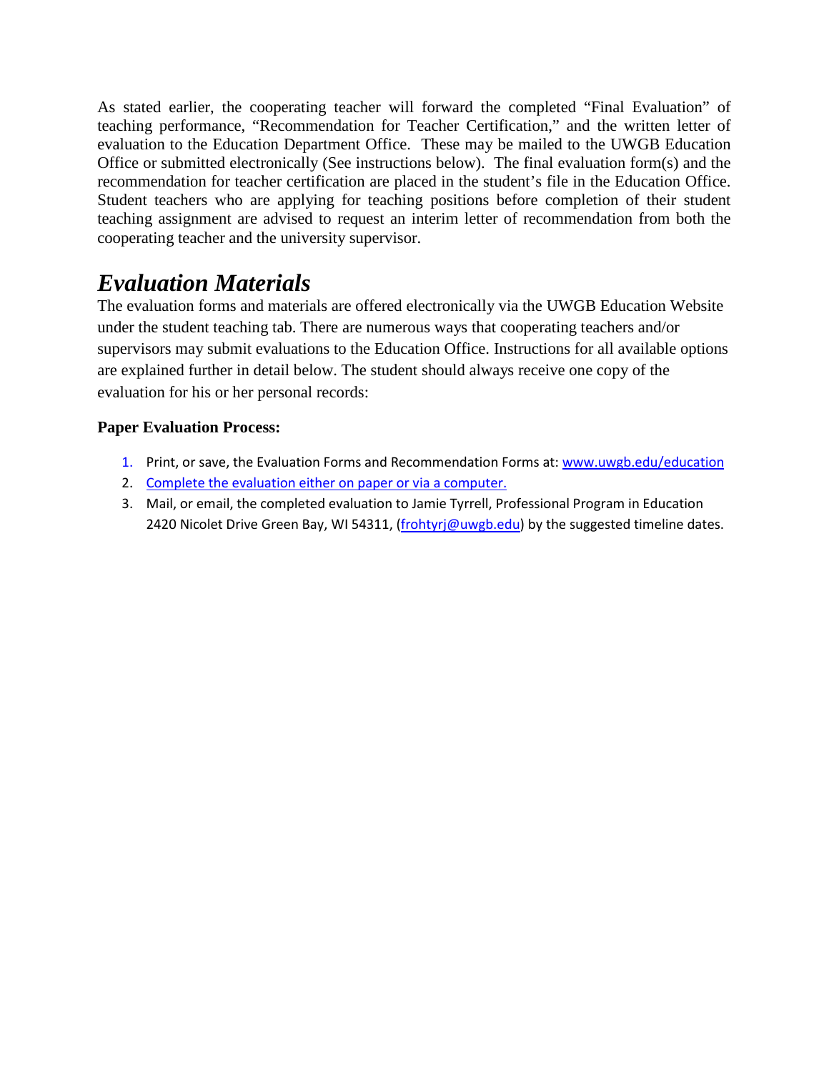As stated earlier, the cooperating teacher will forward the completed "Final Evaluation" of teaching performance, "Recommendation for Teacher Certification," and the written letter of evaluation to the Education Department Office. These may be mailed to the UWGB Education Office or submitted electronically (See instructions below). The final evaluation form(s) and the recommendation for teacher certification are placed in the student's file in the Education Office. Student teachers who are applying for teaching positions before completion of their student teaching assignment are advised to request an interim letter of recommendation from both the cooperating teacher and the university supervisor.

## *Evaluation Materials*

The evaluation forms and materials are offered electronically via the UWGB Education Website under the student teaching tab. There are numerous ways that cooperating teachers and/or supervisors may submit evaluations to the Education Office. Instructions for all available options are explained further in detail below. The student should always receive one copy of the evaluation for his or her personal records:

**Paper Evaluation Process:**

1. Print, or save, the Evaluation Forms and Recommendation Forms at: www.uwgb.edu/education
2. Complete the evaluation either on paper or via a computer.
3. Mail, or email, the completed evaluation to Jamie Tyrrell, Professional Program in Education 2420 Nicolet Drive Green Bay, WI 54311, (frohtyrj@uwgb.edu) by the suggested timeline dates.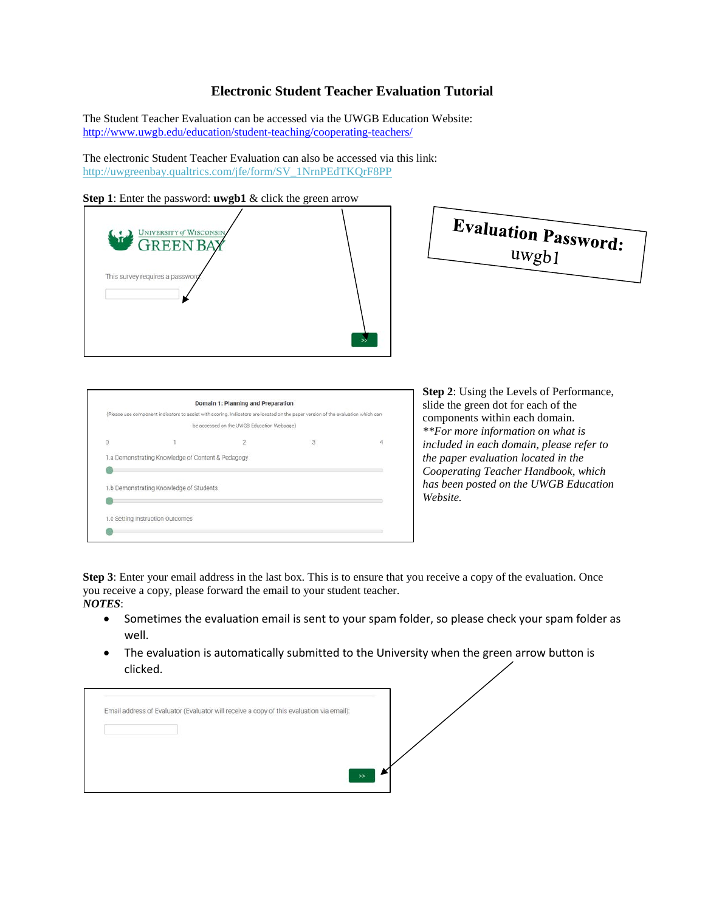# Electronic Student Teacher Evaluation Tutorial

The Student Teacher Evaluation can be accessed via the UWGB Education Website: http://www.uwgb.edu/education/student-teaching/cooperating-teachers/

The electronic Student Teacher Evaluation can also be accessed via this link: http://uwgreenbay.qualtrics.com/jfe/form/SV_1NrnPEdTKQrF8PP

**Step 1**: Enter the password: **uwgb1** & click the green arrow

UNIVERSITY of WISCONSIN GREEN BAY

This survey requires a password

>>

**Evaluation Password:**
uwgb1

Domain 1: Planning and Preparation

(Please use component indicators to assist with scoring. Indicators are located on the paper version of the evaluation which can be accessed on the UWGB Education Webpage)

0 1 2 3 4

1.a Demonstrating Knowledge of Content & Pedagogy

1.b Demonstrating Knowledge of Students

1.c Setting Instruction Outcomes

**Step 2**: Using the Levels of Performance, slide the green dot for each of the components within each domain. *\*\*For more information on what is included in each domain, please refer to the paper evaluation located in the Cooperating Teacher Handbook, which has been posted on the UWGB Education Website.*

**Step 3**: Enter your email address in the last box. This is to ensure that you receive a copy of the evaluation. Once you receive a copy, please forward the email to your student teacher.

***NOTES***:

- Sometimes the evaluation email is sent to your spam folder, so please check your spam folder as well.
- The evaluation is automatically submitted to the University when the green arrow button is clicked.

Email address of Evaluator (Evaluator will receive a copy of this evaluation via email):

>>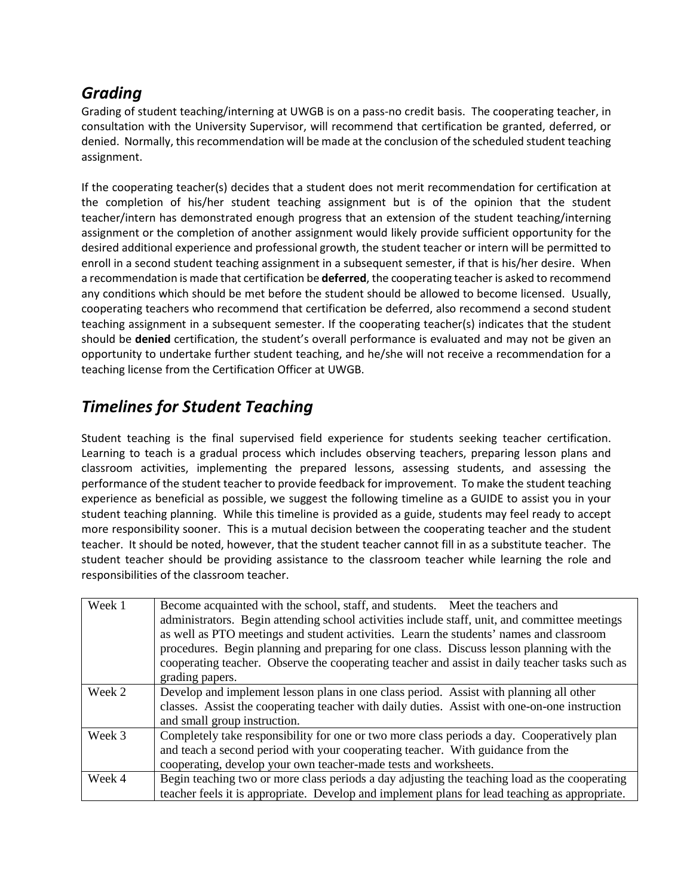## *Grading*

Grading of student teaching/interning at UWGB is on a pass-no credit basis. The cooperating teacher, in consultation with the University Supervisor, will recommend that certification be granted, deferred, or denied. Normally, this recommendation will be made at the conclusion of the scheduled student teaching assignment.

If the cooperating teacher(s) decides that a student does not merit recommendation for certification at the completion of his/her student teaching assignment but is of the opinion that the student teacher/intern has demonstrated enough progress that an extension of the student teaching/interning assignment or the completion of another assignment would likely provide sufficient opportunity for the desired additional experience and professional growth, the student teacher or intern will be permitted to enroll in a second student teaching assignment in a subsequent semester, if that is his/her desire. When a recommendation is made that certification be **deferred**, the cooperating teacher is asked to recommend any conditions which should be met before the student should be allowed to become licensed. Usually, cooperating teachers who recommend that certification be deferred, also recommend a second student teaching assignment in a subsequent semester. If the cooperating teacher(s) indicates that the student should be **denied** certification, the student's overall performance is evaluated and may not be given an opportunity to undertake further student teaching, and he/she will not receive a recommendation for a teaching license from the Certification Officer at UWGB.

## *Timelines for Student Teaching*

Student teaching is the final supervised field experience for students seeking teacher certification. Learning to teach is a gradual process which includes observing teachers, preparing lesson plans and classroom activities, implementing the prepared lessons, assessing students, and assessing the performance of the student teacher to provide feedback for improvement. To make the student teaching experience as beneficial as possible, we suggest the following timeline as a GUIDE to assist you in your student teaching planning. While this timeline is provided as a guide, students may feel ready to accept more responsibility sooner. This is a mutual decision between the cooperating teacher and the student teacher. It should be noted, however, that the student teacher cannot fill in as a substitute teacher. The student teacher should be providing assistance to the classroom teacher while learning the role and responsibilities of the classroom teacher.

| | |
|---|---|
| Week 1 | Become acquainted with the school, staff, and students. Meet the teachers and administrators. Begin attending school activities include staff, unit, and committee meetings as well as PTO meetings and student activities. Learn the students' names and classroom procedures. Begin planning and preparing for one class. Discuss lesson planning with the cooperating teacher. Observe the cooperating teacher and assist in daily teacher tasks such as grading papers. |
| Week 2 | Develop and implement lesson plans in one class period. Assist with planning all other classes. Assist the cooperating teacher with daily duties. Assist with one-on-one instruction and small group instruction. |
| Week 3 | Completely take responsibility for one or two more class periods a day. Cooperatively plan and teach a second period with your cooperating teacher. With guidance from the cooperating, develop your own teacher-made tests and worksheets. |
| Week 4 | Begin teaching two or more class periods a day adjusting the teaching load as the cooperating teacher feels it is appropriate. Develop and implement plans for lead teaching as appropriate. |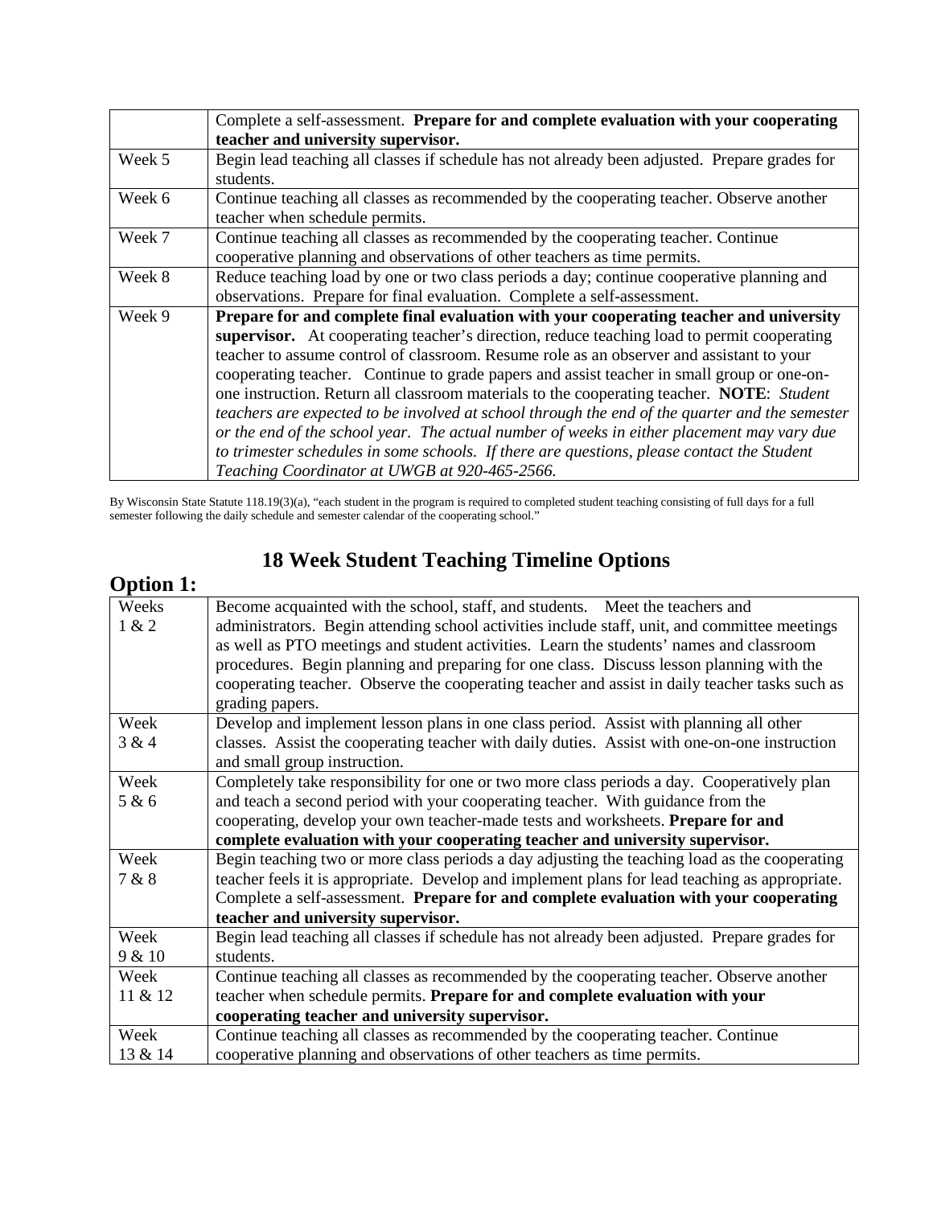|  |  |
|---|---|
|  | Complete a self-assessment. **Prepare for and complete evaluation with your cooperating teacher and university supervisor.** |
| Week 5 | Begin lead teaching all classes if schedule has not already been adjusted. Prepare grades for students. |
| Week 6 | Continue teaching all classes as recommended by the cooperating teacher. Observe another teacher when schedule permits. |
| Week 7 | Continue teaching all classes as recommended by the cooperating teacher. Continue cooperative planning and observations of other teachers as time permits. |
| Week 8 | Reduce teaching load by one or two class periods a day; continue cooperative planning and observations. Prepare for final evaluation. Complete a self-assessment. |
| Week 9 | **Prepare for and complete final evaluation with your cooperating teacher and university supervisor.** At cooperating teacher's direction, reduce teaching load to permit cooperating teacher to assume control of classroom. Resume role as an observer and assistant to your cooperating teacher. Continue to grade papers and assist teacher in small group or one-on-one instruction. Return all classroom materials to the cooperating teacher. **NOTE**: *Student teachers are expected to be involved at school through the end of the quarter and the semester or the end of the school year. The actual number of weeks in either placement may vary due to trimester schedules in some schools. If there are questions, please contact the Student Teaching Coordinator at UWGB at 920-465-2566.* |

By Wisconsin State Statute 118.19(3)(a), "each student in the program is required to completed student teaching consisting of full days for a full semester following the daily schedule and semester calendar of the cooperating school."

# 18 Week Student Teaching Timeline Options

## Option 1:

|  |  |
|---|---|
| Weeks 1 & 2 | Become acquainted with the school, staff, and students. Meet the teachers and administrators. Begin attending school activities include staff, unit, and committee meetings as well as PTO meetings and student activities. Learn the students' names and classroom procedures. Begin planning and preparing for one class. Discuss lesson planning with the cooperating teacher. Observe the cooperating teacher and assist in daily teacher tasks such as grading papers. |
| Week 3 & 4 | Develop and implement lesson plans in one class period. Assist with planning all other classes. Assist the cooperating teacher with daily duties. Assist with one-on-one instruction and small group instruction. |
| Week 5 & 6 | Completely take responsibility for one or two more class periods a day. Cooperatively plan and teach a second period with your cooperating teacher. With guidance from the cooperating, develop your own teacher-made tests and worksheets. **Prepare for and complete evaluation with your cooperating teacher and university supervisor.** |
| Week 7 & 8 | Begin teaching two or more class periods a day adjusting the teaching load as the cooperating teacher feels it is appropriate. Develop and implement plans for lead teaching as appropriate. Complete a self-assessment. **Prepare for and complete evaluation with your cooperating teacher and university supervisor.** |
| Week 9 & 10 | Begin lead teaching all classes if schedule has not already been adjusted. Prepare grades for students. |
| Week 11 & 12 | Continue teaching all classes as recommended by the cooperating teacher. Observe another teacher when schedule permits. **Prepare for and complete evaluation with your cooperating teacher and university supervisor.** |
| Week 13 & 14 | Continue teaching all classes as recommended by the cooperating teacher. Continue cooperative planning and observations of other teachers as time permits. |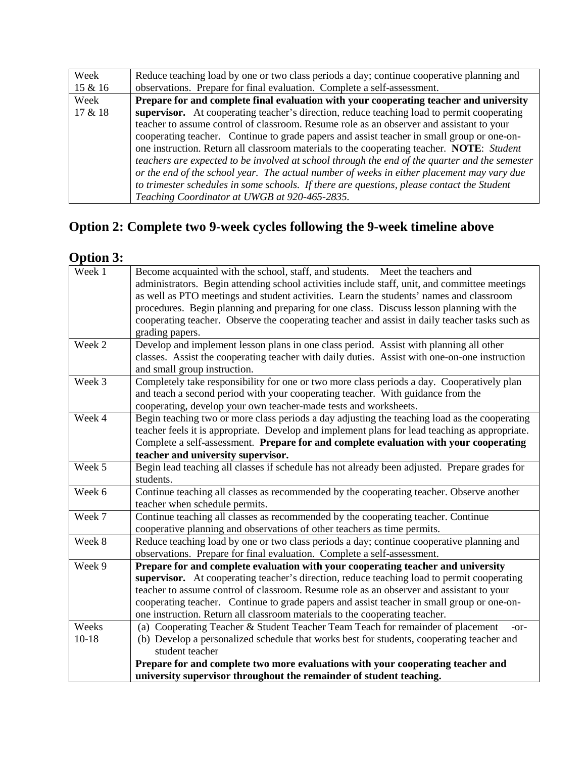| Week | Description |
|---|---|
| Week 15 & 16 | Reduce teaching load by one or two class periods a day; continue cooperative planning and observations. Prepare for final evaluation. Complete a self-assessment. |
| Week 17 & 18 | **Prepare for and complete final evaluation with your cooperating teacher and university supervisor.** At cooperating teacher's direction, reduce teaching load to permit cooperating teacher to assume control of classroom. Resume role as an observer and assistant to your cooperating teacher. Continue to grade papers and assist teacher in small group or one-on-one instruction. Return all classroom materials to the cooperating teacher. **NOTE**: *Student teachers are expected to be involved at school through the end of the quarter and the semester or the end of the school year. The actual number of weeks in either placement may vary due to trimester schedules in some schools. If there are questions, please contact the Student Teaching Coordinator at UWGB at 920-465-2835.* |

## Option 2: Complete two 9-week cycles following the 9-week timeline above

## Option 3:

| Week | Description |
|---|---|
| Week 1 | Become acquainted with the school, staff, and students. Meet the teachers and administrators. Begin attending school activities include staff, unit, and committee meetings as well as PTO meetings and student activities. Learn the students' names and classroom procedures. Begin planning and preparing for one class. Discuss lesson planning with the cooperating teacher. Observe the cooperating teacher and assist in daily teacher tasks such as grading papers. |
| Week 2 | Develop and implement lesson plans in one class period. Assist with planning all other classes. Assist the cooperating teacher with daily duties. Assist with one-on-one instruction and small group instruction. |
| Week 3 | Completely take responsibility for one or two more class periods a day. Cooperatively plan and teach a second period with your cooperating teacher. With guidance from the cooperating, develop your own teacher-made tests and worksheets. |
| Week 4 | Begin teaching two or more class periods a day adjusting the teaching load as the cooperating teacher feels it is appropriate. Develop and implement plans for lead teaching as appropriate. Complete a self-assessment. **Prepare for and complete evaluation with your cooperating teacher and university supervisor.** |
| Week 5 | Begin lead teaching all classes if schedule has not already been adjusted. Prepare grades for students. |
| Week 6 | Continue teaching all classes as recommended by the cooperating teacher. Observe another teacher when schedule permits. |
| Week 7 | Continue teaching all classes as recommended by the cooperating teacher. Continue cooperative planning and observations of other teachers as time permits. |
| Week 8 | Reduce teaching load by one or two class periods a day; continue cooperative planning and observations. Prepare for final evaluation. Complete a self-assessment. |
| Week 9 | **Prepare for and complete evaluation with your cooperating teacher and university supervisor.** At cooperating teacher's direction, reduce teaching load to permit cooperating teacher to assume control of classroom. Resume role as an observer and assistant to your cooperating teacher. Continue to grade papers and assist teacher in small group or one-on-one instruction. Return all classroom materials to the cooperating teacher. |
| Weeks 10-18 | (a) Cooperating Teacher & Student Teacher Team Teach for remainder of placement -or- (b) Develop a personalized schedule that works best for students, cooperating teacher and student teacher **Prepare for and complete two more evaluations with your cooperating teacher and university supervisor throughout the remainder of student teaching.** |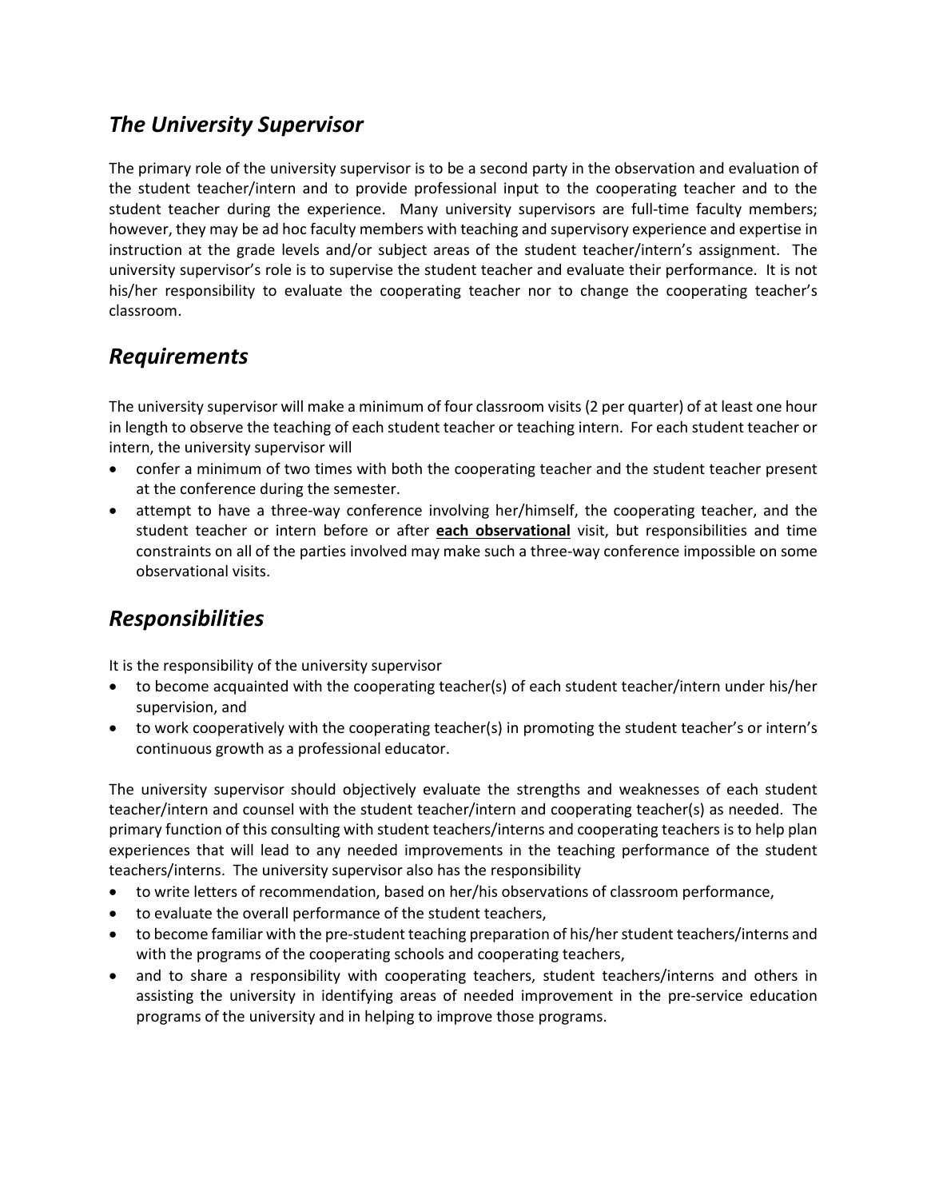## *The University Supervisor*

The primary role of the university supervisor is to be a second party in the observation and evaluation of the student teacher/intern and to provide professional input to the cooperating teacher and to the student teacher during the experience. Many university supervisors are full-time faculty members; however, they may be ad hoc faculty members with teaching and supervisory experience and expertise in instruction at the grade levels and/or subject areas of the student teacher/intern's assignment. The university supervisor's role is to supervise the student teacher and evaluate their performance. It is not his/her responsibility to evaluate the cooperating teacher nor to change the cooperating teacher's classroom.

## *Requirements*

The university supervisor will make a minimum of four classroom visits (2 per quarter) of at least one hour in length to observe the teaching of each student teacher or teaching intern. For each student teacher or intern, the university supervisor will

- confer a minimum of two times with both the cooperating teacher and the student teacher present at the conference during the semester.
- attempt to have a three-way conference involving her/himself, the cooperating teacher, and the student teacher or intern before or after <u>**each observational**</u> visit, but responsibilities and time constraints on all of the parties involved may make such a three-way conference impossible on some observational visits.

## *Responsibilities*

It is the responsibility of the university supervisor

- to become acquainted with the cooperating teacher(s) of each student teacher/intern under his/her supervision, and
- to work cooperatively with the cooperating teacher(s) in promoting the student teacher's or intern's continuous growth as a professional educator.

The university supervisor should objectively evaluate the strengths and weaknesses of each student teacher/intern and counsel with the student teacher/intern and cooperating teacher(s) as needed. The primary function of this consulting with student teachers/interns and cooperating teachers is to help plan experiences that will lead to any needed improvements in the teaching performance of the student teachers/interns. The university supervisor also has the responsibility

- to write letters of recommendation, based on her/his observations of classroom performance,
- to evaluate the overall performance of the student teachers,
- to become familiar with the pre-student teaching preparation of his/her student teachers/interns and with the programs of the cooperating schools and cooperating teachers,
- and to share a responsibility with cooperating teachers, student teachers/interns and others in assisting the university in identifying areas of needed improvement in the pre-service education programs of the university and in helping to improve those programs.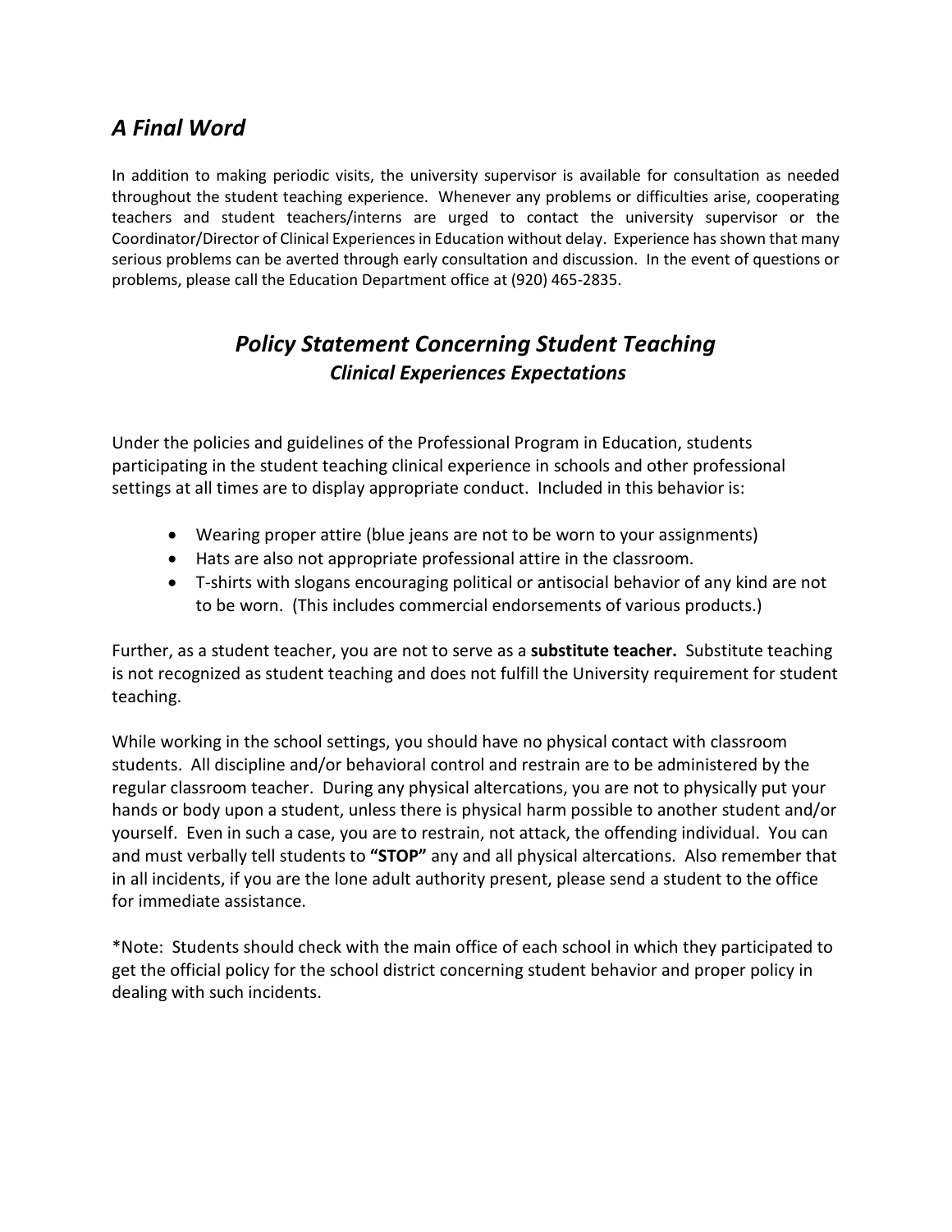## *A Final Word*

In addition to making periodic visits, the university supervisor is available for consultation as needed throughout the student teaching experience. Whenever any problems or difficulties arise, cooperating teachers and student teachers/interns are urged to contact the university supervisor or the Coordinator/Director of Clinical Experiences in Education without delay. Experience has shown that many serious problems can be averted through early consultation and discussion. In the event of questions or problems, please call the Education Department office at (920) 465-2835.

## *Policy Statement Concerning Student Teaching*

### *Clinical Experiences Expectations*

Under the policies and guidelines of the Professional Program in Education, students participating in the student teaching clinical experience in schools and other professional settings at all times are to display appropriate conduct. Included in this behavior is:

- Wearing proper attire (blue jeans are not to be worn to your assignments)
- Hats are also not appropriate professional attire in the classroom.
- T-shirts with slogans encouraging political or antisocial behavior of any kind are not to be worn. (This includes commercial endorsements of various products.)

Further, as a student teacher, you are not to serve as a **substitute teacher.** Substitute teaching is not recognized as student teaching and does not fulfill the University requirement for student teaching.

While working in the school settings, you should have no physical contact with classroom students. All discipline and/or behavioral control and restrain are to be administered by the regular classroom teacher. During any physical altercations, you are not to physically put your hands or body upon a student, unless there is physical harm possible to another student and/or yourself. Even in such a case, you are to restrain, not attack, the offending individual. You can and must verbally tell students to **"STOP"** any and all physical altercations. Also remember that in all incidents, if you are the lone adult authority present, please send a student to the office for immediate assistance.

*Note: Students should check with the main office of each school in which they participated to get the official policy for the school district concerning student behavior and proper policy in dealing with such incidents.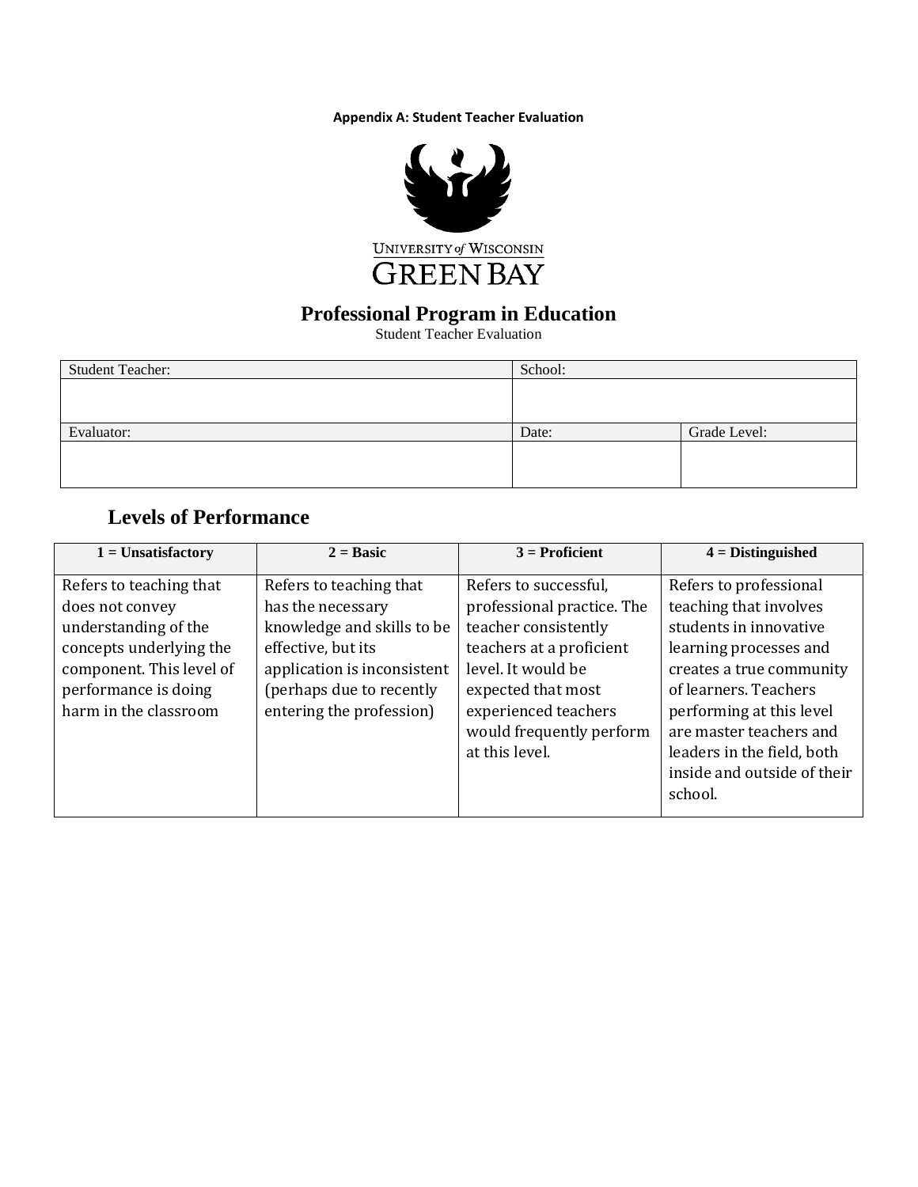**Appendix A: Student Teacher Evaluation**

UNIVERSITY of WISCONSIN
GREEN BAY

# Professional Program in Education

Student Teacher Evaluation

| Student Teacher: | School: | |
|---|---|---|
| | | |
| Evaluator: | Date: | Grade Level: |
| | | |

## Levels of Performance

| 1 = Unsatisfactory | 2 = Basic | 3 = Proficient | 4 = Distinguished |
|---|---|---|---|
| Refers to teaching that does not convey understanding of the concepts underlying the component. This level of performance is doing harm in the classroom | Refers to teaching that has the necessary knowledge and skills to be effective, but its application is inconsistent (perhaps due to recently entering the profession) | Refers to successful, professional practice. The teacher consistently teachers at a proficient level. It would be expected that most experienced teachers would frequently perform at this level. | Refers to professional teaching that involves students in innovative learning processes and creates a true community of learners. Teachers performing at this level are master teachers and leaders in the field, both inside and outside of their school. |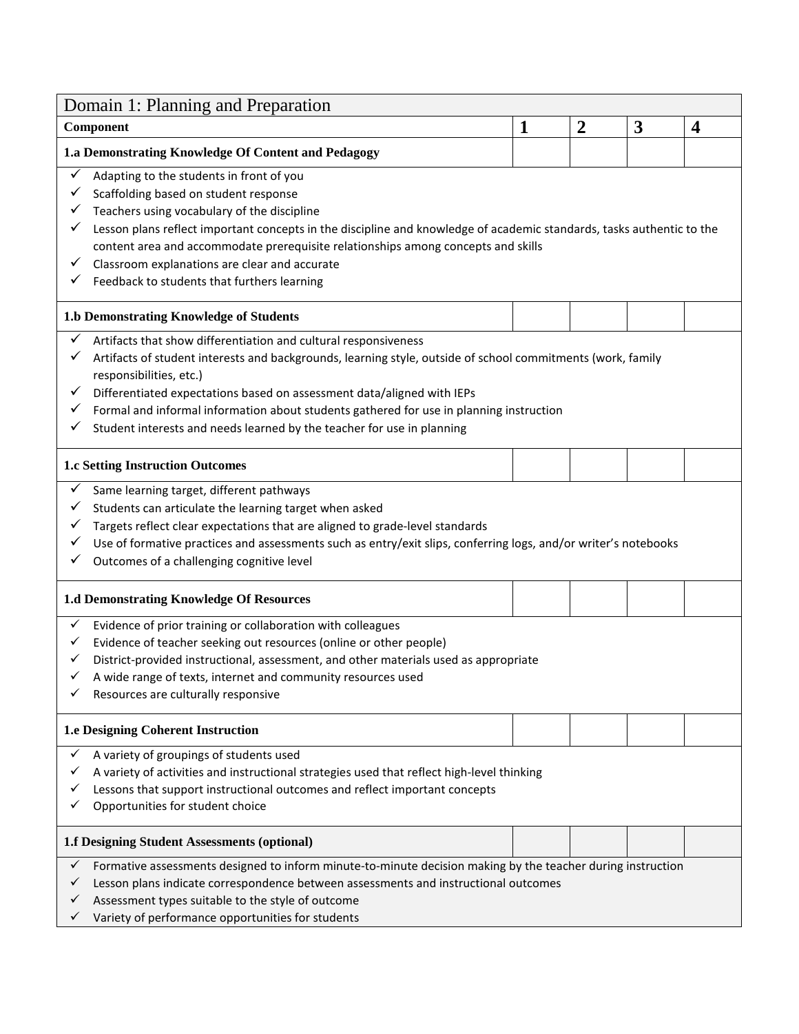| Domain 1: Planning and Preparation | | | | |
|---|---|---|---|---|
| **Component** | **1** | **2** | **3** | **4** |
| **1.a Demonstrating Knowledge Of Content and Pedagogy** | | | | |
| ✓ Adapting to the students in front of you<br>✓ Scaffolding based on student response<br>✓ Teachers using vocabulary of the discipline<br>✓ Lesson plans reflect important concepts in the discipline and knowledge of academic standards, tasks authentic to the content area and accommodate prerequisite relationships among concepts and skills<br>✓ Classroom explanations are clear and accurate<br>✓ Feedback to students that furthers learning | | | | |
| **1.b Demonstrating Knowledge of Students** | | | | |
| ✓ Artifacts that show differentiation and cultural responsiveness<br>✓ Artifacts of student interests and backgrounds, learning style, outside of school commitments (work, family responsibilities, etc.)<br>✓ Differentiated expectations based on assessment data/aligned with IEPs<br>✓ Formal and informal information about students gathered for use in planning instruction<br>✓ Student interests and needs learned by the teacher for use in planning | | | | |
| **1.c Setting Instruction Outcomes** | | | | |
| ✓ Same learning target, different pathways<br>✓ Students can articulate the learning target when asked<br>✓ Targets reflect clear expectations that are aligned to grade-level standards<br>✓ Use of formative practices and assessments such as entry/exit slips, conferring logs, and/or writer's notebooks<br>✓ Outcomes of a challenging cognitive level | | | | |
| **1.d Demonstrating Knowledge Of Resources** | | | | |
| ✓ Evidence of prior training or collaboration with colleagues<br>✓ Evidence of teacher seeking out resources (online or other people)<br>✓ District-provided instructional, assessment, and other materials used as appropriate<br>✓ A wide range of texts, internet and community resources used<br>✓ Resources are culturally responsive | | | | |
| **1.e Designing Coherent Instruction** | | | | |
| ✓ A variety of groupings of students used<br>✓ A variety of activities and instructional strategies used that reflect high-level thinking<br>✓ Lessons that support instructional outcomes and reflect important concepts<br>✓ Opportunities for student choice | | | | |
| **1.f Designing Student Assessments (optional)** | | | | |
| ✓ Formative assessments designed to inform minute-to-minute decision making by the teacher during instruction<br>✓ Lesson plans indicate correspondence between assessments and instructional outcomes<br>✓ Assessment types suitable to the style of outcome<br>✓ Variety of performance opportunities for students | | | | |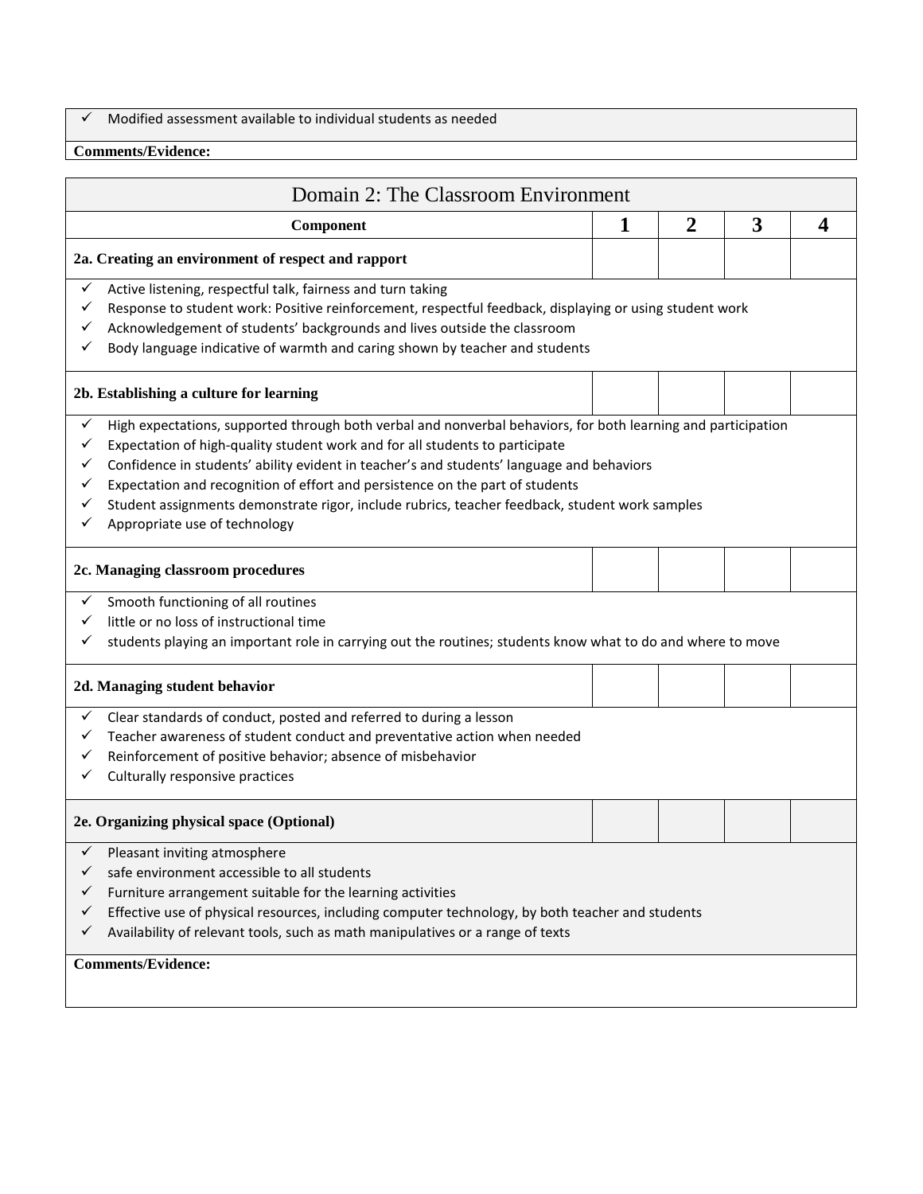- ✓ Modified assessment available to individual students as needed

**Comments/Evidence:**

## Domain 2: The Classroom Environment

| Component | 1 | 2 | 3 | 4 |
|---|---|---|---|---|
| **2a. Creating an environment of respect and rapport** | | | | |

- ✓ Active listening, respectful talk, fairness and turn taking
- ✓ Response to student work: Positive reinforcement, respectful feedback, displaying or using student work
- ✓ Acknowledgement of students' backgrounds and lives outside the classroom
- ✓ Body language indicative of warmth and caring shown by teacher and students

| Component | 1 | 2 | 3 | 4 |
|---|---|---|---|---|
| **2b. Establishing a culture for learning** | | | | |

- ✓ High expectations, supported through both verbal and nonverbal behaviors, for both learning and participation
- ✓ Expectation of high-quality student work and for all students to participate
- ✓ Confidence in students' ability evident in teacher's and students' language and behaviors
- ✓ Expectation and recognition of effort and persistence on the part of students
- ✓ Student assignments demonstrate rigor, include rubrics, teacher feedback, student work samples
- ✓ Appropriate use of technology

| Component | 1 | 2 | 3 | 4 |
|---|---|---|---|---|
| **2c. Managing classroom procedures** | | | | |

- ✓ Smooth functioning of all routines
- ✓ little or no loss of instructional time
- ✓ students playing an important role in carrying out the routines; students know what to do and where to move

| Component | 1 | 2 | 3 | 4 |
|---|---|---|---|---|
| **2d. Managing student behavior** | | | | |

- ✓ Clear standards of conduct, posted and referred to during a lesson
- ✓ Teacher awareness of student conduct and preventative action when needed
- ✓ Reinforcement of positive behavior; absence of misbehavior
- ✓ Culturally responsive practices

| Component | 1 | 2 | 3 | 4 |
|---|---|---|---|---|
| **2e. Organizing physical space (Optional)** | | | | |

- ✓ Pleasant inviting atmosphere
- ✓ safe environment accessible to all students
- ✓ Furniture arrangement suitable for the learning activities
- ✓ Effective use of physical resources, including computer technology, by both teacher and students
- ✓ Availability of relevant tools, such as math manipulatives or a range of texts

**Comments/Evidence:**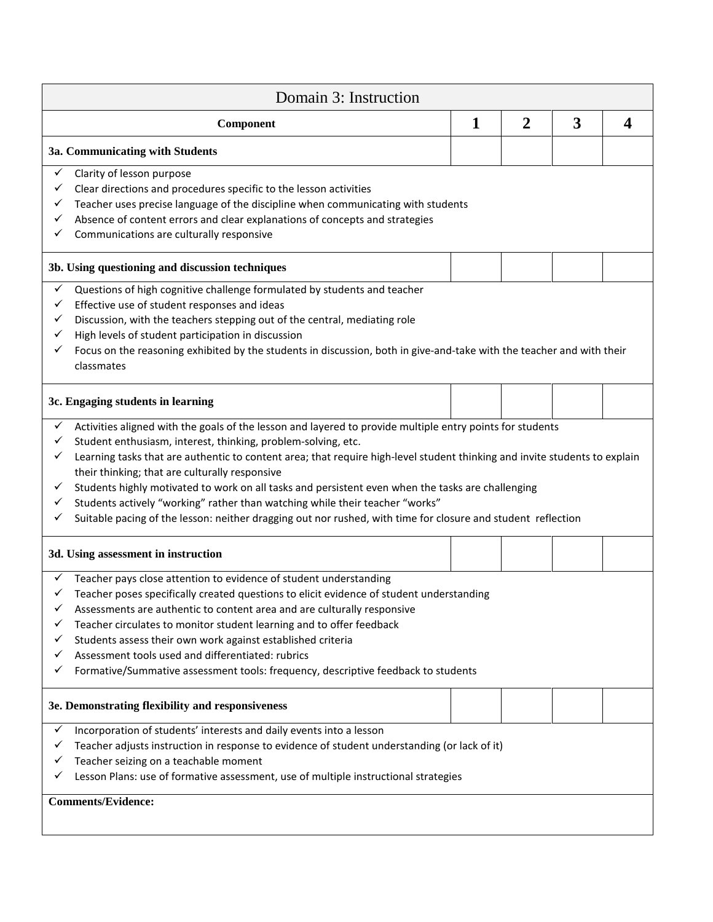| Domain 3: Instruction | | | | |
|---|---|---|---|---|
| **Component** | **1** | **2** | **3** | **4** |
| **3a. Communicating with Students** | | | | |
| ✓ Clarity of lesson purpose<br>✓ Clear directions and procedures specific to the lesson activities<br>✓ Teacher uses precise language of the discipline when communicating with students<br>✓ Absence of content errors and clear explanations of concepts and strategies<br>✓ Communications are culturally responsive | | | | |
| **3b. Using questioning and discussion techniques** | | | | |
| ✓ Questions of high cognitive challenge formulated by students and teacher<br>✓ Effective use of student responses and ideas<br>✓ Discussion, with the teachers stepping out of the central, mediating role<br>✓ High levels of student participation in discussion<br>✓ Focus on the reasoning exhibited by the students in discussion, both in give-and-take with the teacher and with their classmates | | | | |
| **3c. Engaging students in learning** | | | | |
| ✓ Activities aligned with the goals of the lesson and layered to provide multiple entry points for students<br>✓ Student enthusiasm, interest, thinking, problem-solving, etc.<br>✓ Learning tasks that are authentic to content area; that require high-level student thinking and invite students to explain their thinking; that are culturally responsive<br>✓ Students highly motivated to work on all tasks and persistent even when the tasks are challenging<br>✓ Students actively "working" rather than watching while their teacher "works"<br>✓ Suitable pacing of the lesson: neither dragging out nor rushed, with time for closure and student reflection | | | | |
| **3d. Using assessment in instruction** | | | | |
| ✓ Teacher pays close attention to evidence of student understanding<br>✓ Teacher poses specifically created questions to elicit evidence of student understanding<br>✓ Assessments are authentic to content area and are culturally responsive<br>✓ Teacher circulates to monitor student learning and to offer feedback<br>✓ Students assess their own work against established criteria<br>✓ Assessment tools used and differentiated: rubrics<br>✓ Formative/Summative assessment tools: frequency, descriptive feedback to students | | | | |
| **3e. Demonstrating flexibility and responsiveness** | | | | |
| ✓ Incorporation of students' interests and daily events into a lesson<br>✓ Teacher adjusts instruction in response to evidence of student understanding (or lack of it)<br>✓ Teacher seizing on a teachable moment<br>✓ Lesson Plans: use of formative assessment, use of multiple instructional strategies | | | | |
| **Comments/Evidence:** | | | | |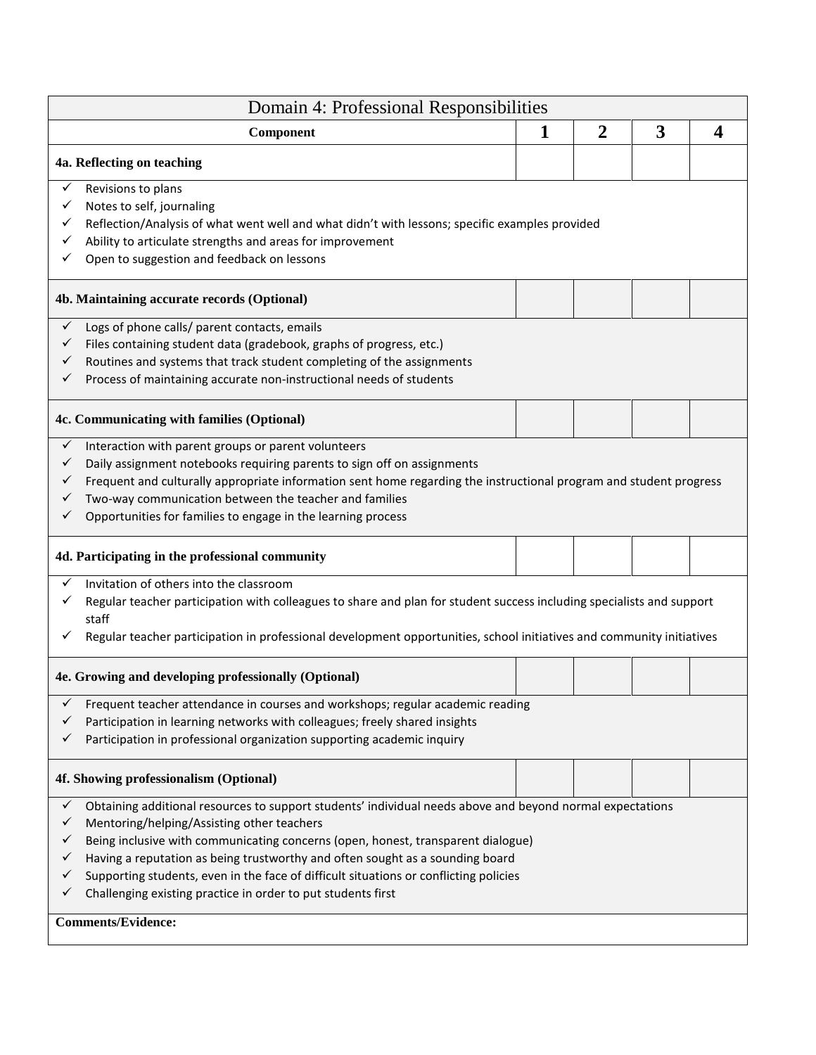| Domain 4: Professional Responsibilities | | | | |
|---|---|---|---|---|
| **Component** | **1** | **2** | **3** | **4** |
| **4a. Reflecting on teaching** | | | | |
| ✓ Revisions to plans<br>✓ Notes to self, journaling<br>✓ Reflection/Analysis of what went well and what didn't with lessons; specific examples provided<br>✓ Ability to articulate strengths and areas for improvement<br>✓ Open to suggestion and feedback on lessons | | | | |
| **4b. Maintaining accurate records (Optional)** | | | | |
| ✓ Logs of phone calls/ parent contacts, emails<br>✓ Files containing student data (gradebook, graphs of progress, etc.)<br>✓ Routines and systems that track student completing of the assignments<br>✓ Process of maintaining accurate non-instructional needs of students | | | | |
| **4c. Communicating with families (Optional)** | | | | |
| ✓ Interaction with parent groups or parent volunteers<br>✓ Daily assignment notebooks requiring parents to sign off on assignments<br>✓ Frequent and culturally appropriate information sent home regarding the instructional program and student progress<br>✓ Two-way communication between the teacher and families<br>✓ Opportunities for families to engage in the learning process | | | | |
| **4d. Participating in the professional community** | | | | |
| ✓ Invitation of others into the classroom<br>✓ Regular teacher participation with colleagues to share and plan for student success including specialists and support staff<br>✓ Regular teacher participation in professional development opportunities, school initiatives and community initiatives | | | | |
| **4e. Growing and developing professionally (Optional)** | | | | |
| ✓ Frequent teacher attendance in courses and workshops; regular academic reading<br>✓ Participation in learning networks with colleagues; freely shared insights<br>✓ Participation in professional organization supporting academic inquiry | | | | |
| **4f. Showing professionalism (Optional)** | | | | |
| ✓ Obtaining additional resources to support students' individual needs above and beyond normal expectations<br>✓ Mentoring/helping/Assisting other teachers<br>✓ Being inclusive with communicating concerns (open, honest, transparent dialogue)<br>✓ Having a reputation as being trustworthy and often sought as a sounding board<br>✓ Supporting students, even in the face of difficult situations or conflicting policies<br>✓ Challenging existing practice in order to put students first | | | | |
| **Comments/Evidence:** | | | | |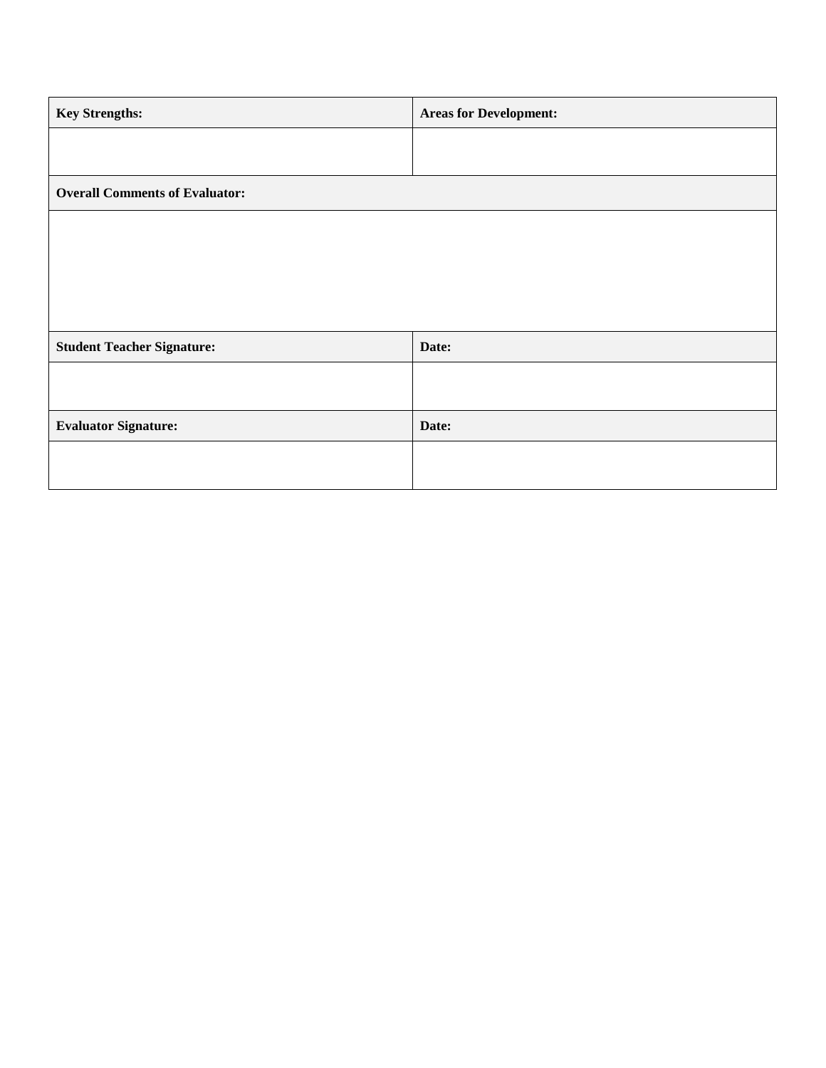| **Key Strengths:** | **Areas for Development:** |
| --- | --- |
| | |
| **Overall Comments of Evaluator:** | |
| | |
| **Student Teacher Signature:** | **Date:** |
| | |
| **Evaluator Signature:** | **Date:** |
| | |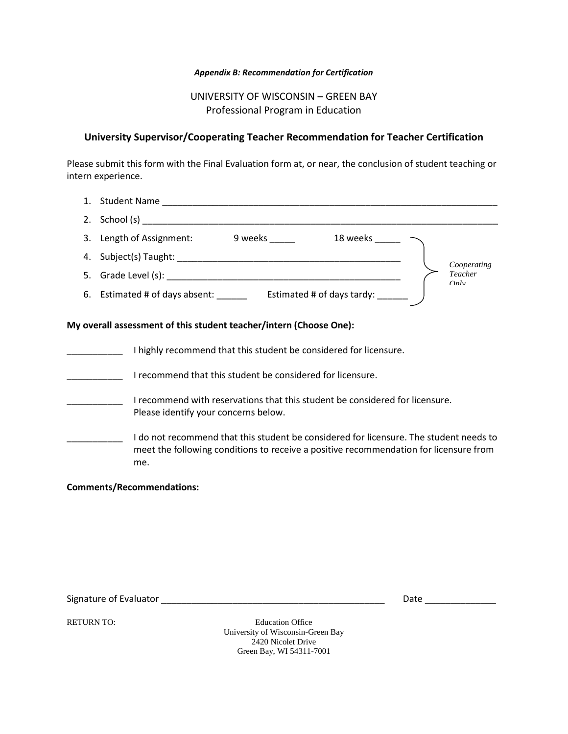*Appendix B: Recommendation for Certification*

UNIVERSITY OF WISCONSIN – GREEN BAY
Professional Program in Education

### University Supervisor/Cooperating Teacher Recommendation for Teacher Certification

Please submit this form with the Final Evaluation form at, or near, the conclusion of student teaching or intern experience.

1. Student Name ____________________________________________________________________
2. School (s) ________________________________________________________________________
3. Length of Assignment: 9 weeks _____ 18 weeks _____
4. Subject(s) Taught: _____________________________________________
5. Grade Level (s): _______________________________________________
6. Estimated # of days absent: ______ Estimated # of days tardy: ______

*(Items 3–6: Cooperating Teacher Only)*

**My overall assessment of this student teacher/intern (Choose One):**

___________ I highly recommend that this student be considered for licensure.

___________ I recommend that this student be considered for licensure.

___________ I recommend with reservations that this student be considered for licensure. Please identify your concerns below.

___________ I do not recommend that this student be considered for licensure. The student needs to meet the following conditions to receive a positive recommendation for licensure from me.

**Comments/Recommendations:**

Signature of Evaluator ______________________________________________ Date ______________

RETURN TO:

Education Office
University of Wisconsin-Green Bay
2420 Nicolet Drive
Green Bay, WI 54311-7001